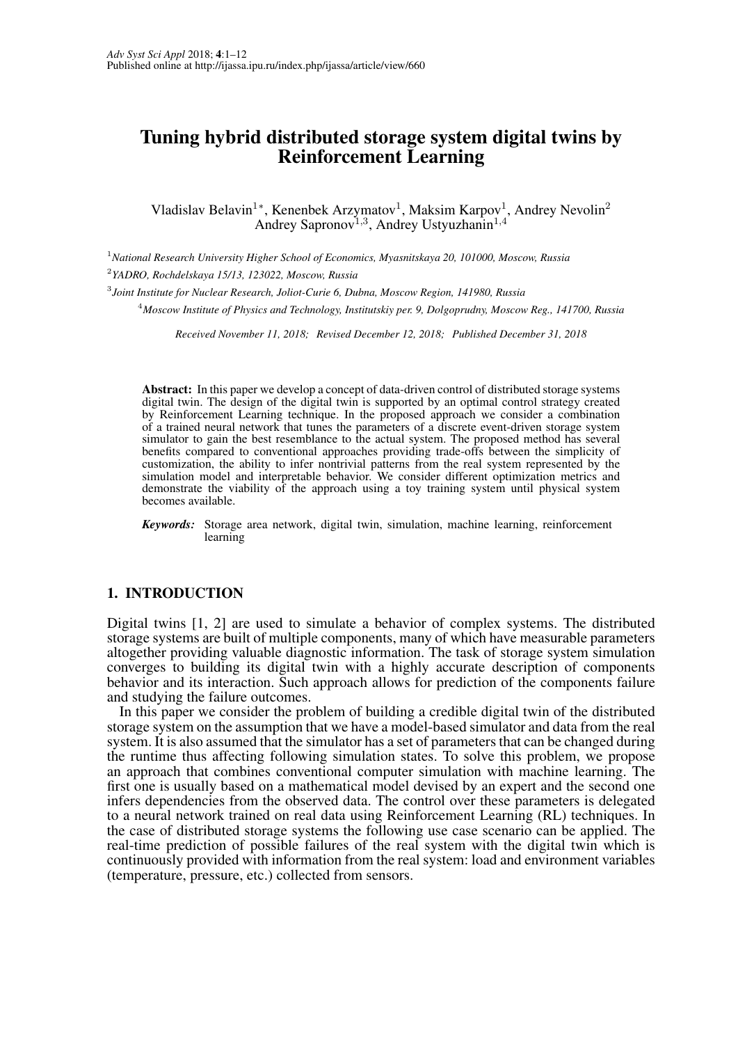# Tuning hybrid distributed storage system digital twins by Reinforcement Learning

Vladislav Belavin[1*], Kenenbek Arzymatov[1], Maksim Karpov[1], Andrey Nevolin[2] Andrey Sapronov[1,3], Andrey Ustyuzhanin[1,4]

[1] *National Research University Higher School of Economics, Myasnitskaya 20, 101000, Moscow, Russia*

[2] *YADRO, Rochdelskaya 15/13, 123022, Moscow, Russia*

[3] *Joint Institute for Nuclear Research, Joliot-Curie 6, Dubna, Moscow Region, 141980, Russia*

[4] *Moscow Institute of Physics and Technology, Institutskiy per. 9, Dolgoprudny, Moscow Reg., 141700, Russia*

*Received November 11, 2018; Revised December 12, 2018; Published December 31, 2018*

**Abstract:** In this paper we develop a concept of data-driven control of distributed storage systems digital twin. The design of the digital twin is supported by an optimal control strategy created by Reinforcement Learning technique. In the proposed approach we consider a combination of a trained neural network that tunes the parameters of a discrete event-driven storage system simulator to gain the best resemblance to the actual system. The proposed method has several benefits compared to conventional approaches providing trade-offs between the simplicity of customization, the ability to infer nontrivial patterns from the real system represented by the simulation model and interpretable behavior. We consider different optimization metrics and demonstrate the viability of the approach using a toy training system until physical system becomes available.

***Keywords:*** Storage area network, digital twin, simulation, machine learning, reinforcement learning

## 1. INTRODUCTION

Digital twins [1, 2] are used to simulate a behavior of complex systems. The distributed storage systems are built of multiple components, many of which have measurable parameters altogether providing valuable diagnostic information. The task of storage system simulation converges to building its digital twin with a highly accurate description of components behavior and its interaction. Such approach allows for prediction of the components failure and studying the failure outcomes.

In this paper we consider the problem of building a credible digital twin of the distributed storage system on the assumption that we have a model-based simulator and data from the real system. It is also assumed that the simulator has a set of parameters that can be changed during the runtime thus affecting following simulation states. To solve this problem, we propose an approach that combines conventional computer simulation with machine learning. The first one is usually based on a mathematical model devised by an expert and the second one infers dependencies from the observed data. The control over these parameters is delegated to a neural network trained on real data using Reinforcement Learning (RL) techniques. In the case of distributed storage systems the following use case scenario can be applied. The real-time prediction of possible failures of the real system with the digital twin which is continuously provided with information from the real system: load and environment variables (temperature, pressure, etc.) collected from sensors.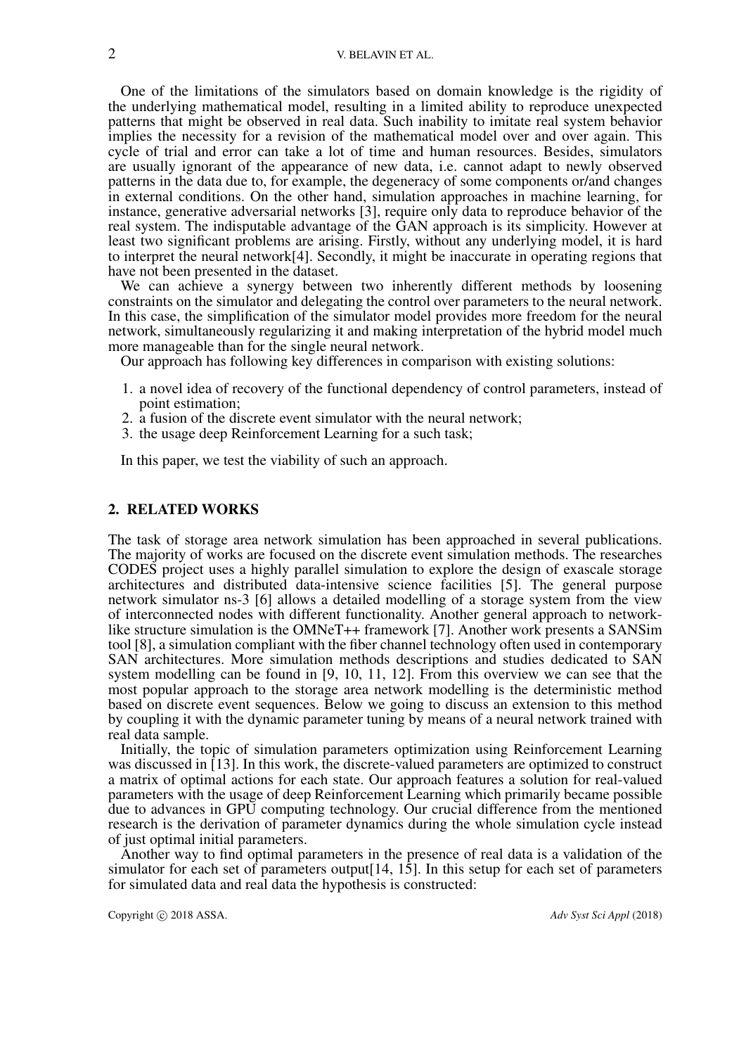One of the limitations of the simulators based on domain knowledge is the rigidity of the underlying mathematical model, resulting in a limited ability to reproduce unexpected patterns that might be observed in real data. Such inability to imitate real system behavior implies the necessity for a revision of the mathematical model over and over again. This cycle of trial and error can take a lot of time and human resources. Besides, simulators are usually ignorant of the appearance of new data, i.e. cannot adapt to newly observed patterns in the data due to, for example, the degeneracy of some components or/and changes in external conditions. On the other hand, simulation approaches in machine learning, for instance, generative adversarial networks [3], require only data to reproduce behavior of the real system. The indisputable advantage of the GAN approach is its simplicity. However at least two significant problems are arising. Firstly, without any underlying model, it is hard to interpret the neural network[4]. Secondly, it might be inaccurate in operating regions that have not been presented in the dataset.

We can achieve a synergy between two inherently different methods by loosening constraints on the simulator and delegating the control over parameters to the neural network. In this case, the simplification of the simulator model provides more freedom for the neural network, simultaneously regularizing it and making interpretation of the hybrid model much more manageable than for the single neural network.

Our approach has following key differences in comparison with existing solutions:

1. a novel idea of recovery of the functional dependency of control parameters, instead of point estimation;
2. a fusion of the discrete event simulator with the neural network;
3. the usage deep Reinforcement Learning for a such task;

In this paper, we test the viability of such an approach.

## 2. RELATED WORKS

The task of storage area network simulation has been approached in several publications. The majority of works are focused on the discrete event simulation methods. The researches CODES project uses a highly parallel simulation to explore the design of exascale storage architectures and distributed data-intensive science facilities [5]. The general purpose network simulator ns-3 [6] allows a detailed modelling of a storage system from the view of interconnected nodes with different functionality. Another general approach to network-like structure simulation is the OMNeT++ framework [7]. Another work presents a SANSim tool [8], a simulation compliant with the fiber channel technology often used in contemporary SAN architectures. More simulation methods descriptions and studies dedicated to SAN system modelling can be found in [9, 10, 11, 12]. From this overview we can see that the most popular approach to the storage area network modelling is the deterministic method based on discrete event sequences. Below we going to discuss an extension to this method by coupling it with the dynamic parameter tuning by means of a neural network trained with real data sample.

Initially, the topic of simulation parameters optimization using Reinforcement Learning was discussed in [13]. In this work, the discrete-valued parameters are optimized to construct a matrix of optimal actions for each state. Our approach features a solution for real-valued parameters with the usage of deep Reinforcement Learning which primarily became possible due to advances in GPU computing technology. Our crucial difference from the mentioned research is the derivation of parameter dynamics during the whole simulation cycle instead of just optimal initial parameters.

Another way to find optimal parameters in the presence of real data is a validation of the simulator for each set of parameters output[14, 15]. In this setup for each set of parameters for simulated data and real data the hypothesis is constructed: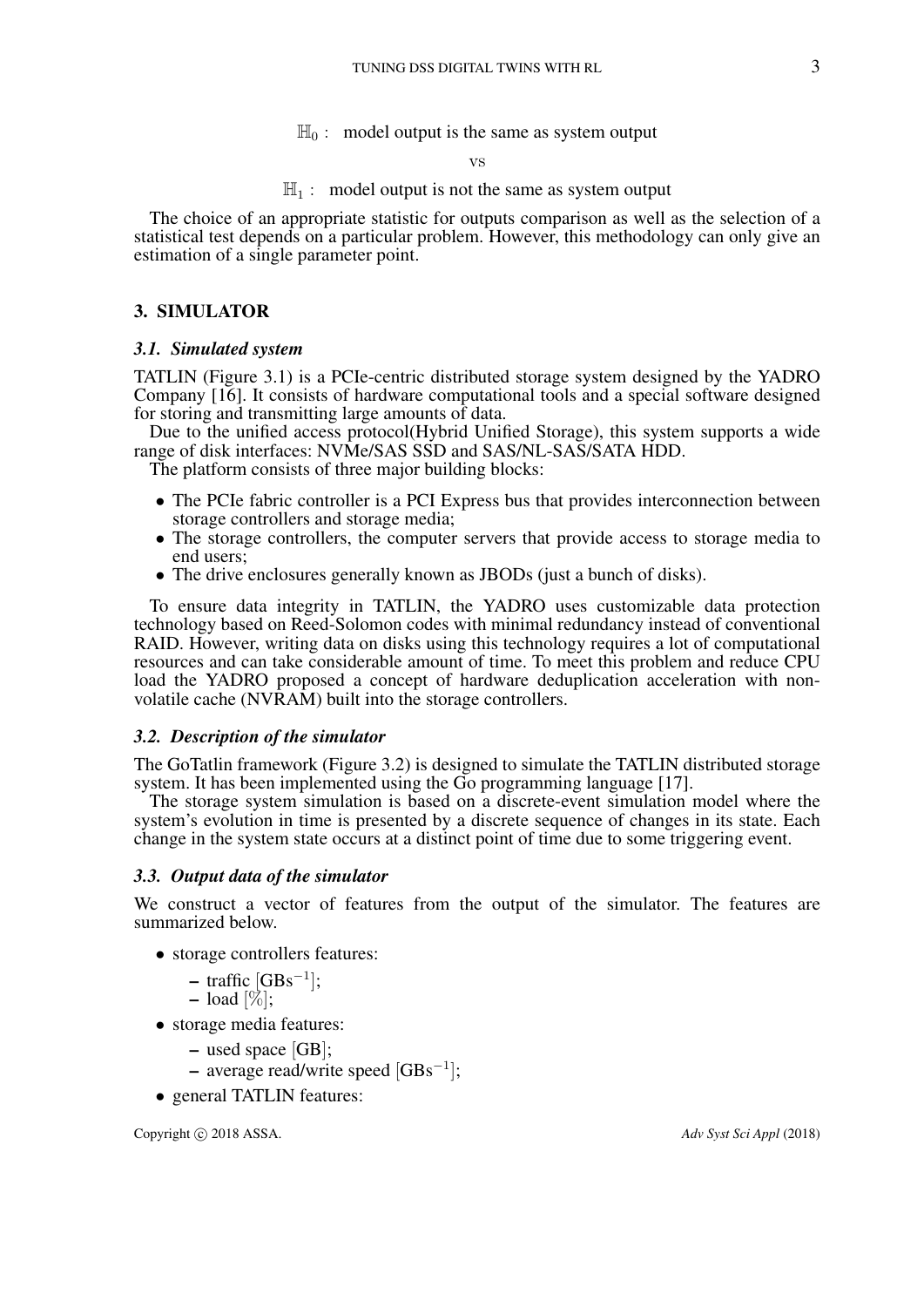$$\mathbb{H}_0 : \text{ model output is the same as system output}$$

vs

$$\mathbb{H}_1 : \text{ model output is not the same as system output}$$

The choice of an appropriate statistic for outputs comparison as well as the selection of a statistical test depends on a particular problem. However, this methodology can only give an estimation of a single parameter point.

## 3. SIMULATOR

### 3.1. Simulated system

TATLIN (Figure 3.1) is a PCIe-centric distributed storage system designed by the YADRO Company [16]. It consists of hardware computational tools and a special software designed for storing and transmitting large amounts of data.

Due to the unified access protocol(Hybrid Unified Storage), this system supports a wide range of disk interfaces: NVMe/SAS SSD and SAS/NL-SAS/SATA HDD.

The platform consists of three major building blocks:

- The PCIe fabric controller is a PCI Express bus that provides interconnection between storage controllers and storage media;
- The storage controllers, the computer servers that provide access to storage media to end users;
- The drive enclosures generally known as JBODs (just a bunch of disks).

To ensure data integrity in TATLIN, the YADRO uses customizable data protection technology based on Reed-Solomon codes with minimal redundancy instead of conventional RAID. However, writing data on disks using this technology requires a lot of computational resources and can take considerable amount of time. To meet this problem and reduce CPU load the YADRO proposed a concept of hardware deduplication acceleration with non-volatile cache (NVRAM) built into the storage controllers.

### 3.2. Description of the simulator

The GoTatlin framework (Figure 3.2) is designed to simulate the TATLIN distributed storage system. It has been implemented using the Go programming language [17].

The storage system simulation is based on a discrete-event simulation model where the system's evolution in time is presented by a discrete sequence of changes in its state. Each change in the system state occurs at a distinct point of time due to some triggering event.

### 3.3. Output data of the simulator

We construct a vector of features from the output of the simulator. The features are summarized below.

- storage controllers features:
  - traffic $[\mathrm{GBs}^{-1}]$;
  - load $[\%]$;
- storage media features:
  - used space $[\mathrm{GB}]$;
  - average read/write speed $[\mathrm{GBs}^{-1}]$;
- general TATLIN features: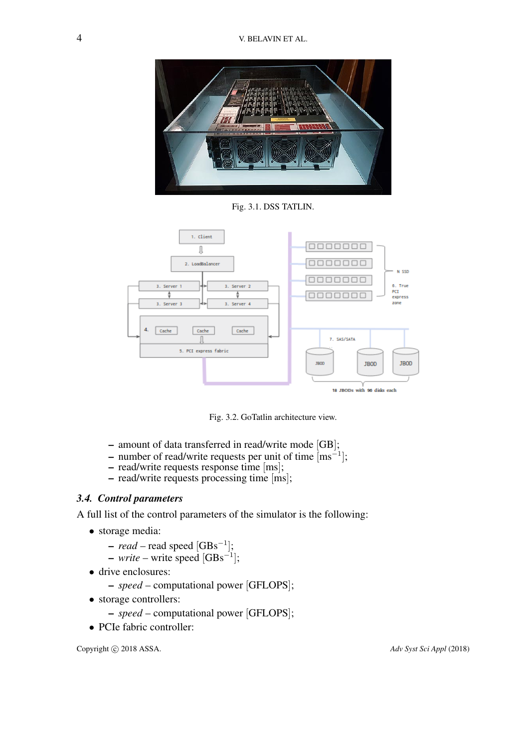Fig. 3.1. DSS TATLIN.

Fig. 3.2. GoTatlin architecture view.

- amount of data transferred in read/write mode [GB];
- number of read/write requests per unit of time [$\text{ms}^{-1}$];
- read/write requests response time [ms];
- read/write requests processing time [ms];

### 3.4. *Control parameters*

A full list of the control parameters of the simulator is the following:

- storage media:
  - *read* – read speed [$\text{GBs}^{-1}$];
  - *write* – write speed [$\text{GBs}^{-1}$];
- drive enclosures:
  - *speed* – computational power [GFLOPS];
- storage controllers:
  - *speed* – computational power [GFLOPS];
- PCIe fabric controller: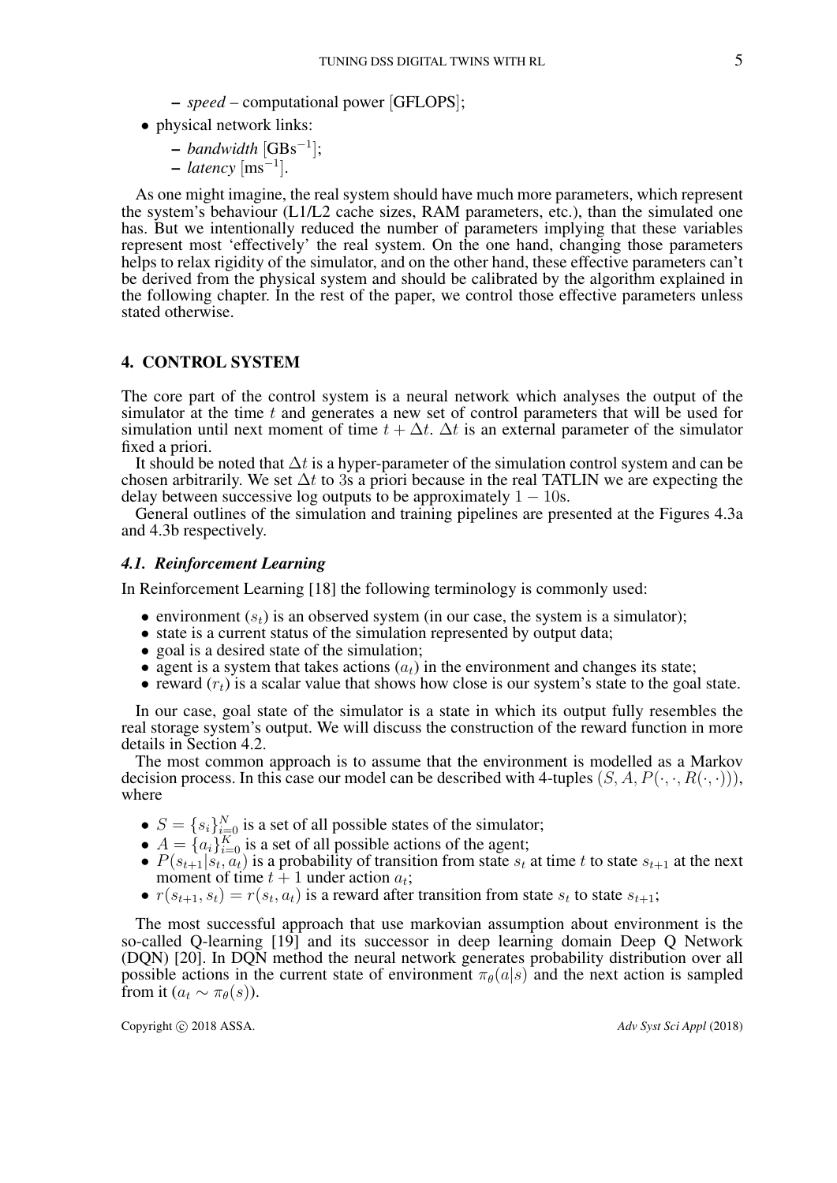- *speed* – computational power [GFLOPS];
- physical network links:
  - *bandwidth* [$\text{GBs}^{-1}$];
  - *latency* [$\text{ms}^{-1}$].

As one might imagine, the real system should have much more parameters, which represent the system's behaviour (L1/L2 cache sizes, RAM parameters, etc.), than the simulated one has. But we intentionally reduced the number of parameters implying that these variables represent most 'effectively' the real system. On the one hand, changing those parameters helps to relax rigidity of the simulator, and on the other hand, these effective parameters can't be derived from the physical system and should be calibrated by the algorithm explained in the following chapter. In the rest of the paper, we control those effective parameters unless stated otherwise.

## 4. CONTROL SYSTEM

The core part of the control system is a neural network which analyses the output of the simulator at the time $t$ and generates a new set of control parameters that will be used for simulation until next moment of time $t + \Delta t$. $\Delta t$ is an external parameter of the simulator fixed a priori.

It should be noted that $\Delta t$ is a hyper-parameter of the simulation control system and can be chosen arbitrarily. We set $\Delta t$ to 3s a priori because in the real TATLIN we are expecting the delay between successive log outputs to be approximately $1 - 10$s.

General outlines of the simulation and training pipelines are presented at the Figures 4.3a and 4.3b respectively.

### *4.1. Reinforcement Learning*

In Reinforcement Learning [18] the following terminology is commonly used:

- environment ($s_t$) is an observed system (in our case, the system is a simulator);
- state is a current status of the simulation represented by output data;
- goal is a desired state of the simulation;
- agent is a system that takes actions ($a_t$) in the environment and changes its state;
- reward ($r_t$) is a scalar value that shows how close is our system's state to the goal state.

In our case, goal state of the simulator is a state in which its output fully resembles the real storage system's output. We will discuss the construction of the reward function in more details in Section 4.2.

The most common approach is to assume that the environment is modelled as a Markov decision process. In this case our model can be described with 4-tuples $(S, A, P(\cdot, \cdot, R(\cdot, \cdot)))$, where

- $S = \{s_i\}_{i=0}^{N}$ is a set of all possible states of the simulator;
- $A = \{a_i\}_{i=0}^{K}$ is a set of all possible actions of the agent;
- $P(s_{t+1}|s_t, a_t)$ is a probability of transition from state $s_t$ at time $t$ to state $s_{t+1}$ at the next moment of time $t + 1$ under action $a_t$;
- $r(s_{t+1}, s_t) = r(s_t, a_t)$ is a reward after transition from state $s_t$ to state $s_{t+1}$;

The most successful approach that use markovian assumption about environment is the so-called Q-learning [19] and its successor in deep learning domain Deep Q Network (DQN) [20]. In DQN method the neural network generates probability distribution over all possible actions in the current state of environment $\pi_\theta(a|s)$ and the next action is sampled from it ($a_t \sim \pi_\theta(s)$).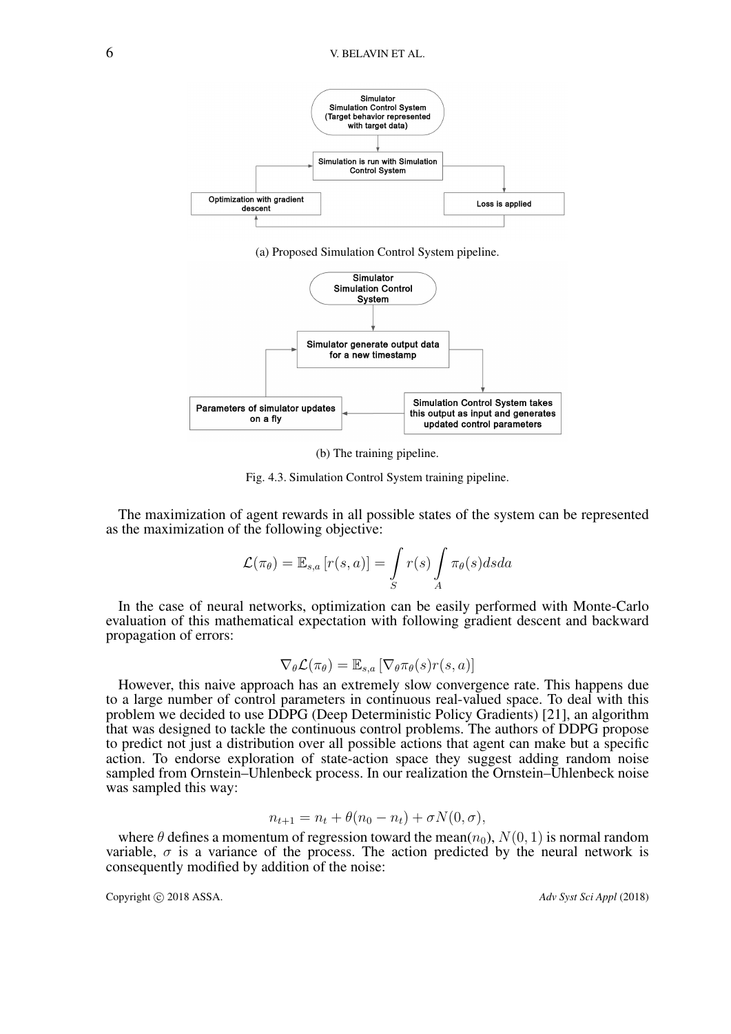(a) Proposed Simulation Control System pipeline.

(b) The training pipeline.

Fig. 4.3. Simulation Control System training pipeline.

The maximization of agent rewards in all possible states of the system can be represented as the maximization of the following objective:

$$\mathcal{L}(\pi_\theta) = \mathbb{E}_{s,a}\left[r(s,a)\right] = \int\limits_{S} r(s) \int\limits_{A} \pi_\theta(s) ds da$$

In the case of neural networks, optimization can be easily performed with Monte-Carlo evaluation of this mathematical expectation with following gradient descent and backward propagation of errors:

$$\nabla_\theta \mathcal{L}(\pi_\theta) = \mathbb{E}_{s,a}\left[\nabla_\theta \pi_\theta(s) r(s,a)\right]$$

However, this naive approach has an extremely slow convergence rate. This happens due to a large number of control parameters in continuous real-valued space. To deal with this problem we decided to use DDPG (Deep Deterministic Policy Gradients) [21], an algorithm that was designed to tackle the continuous control problems. The authors of DDPG propose to predict not just a distribution over all possible actions that agent can make but a specific action. To endorse exploration of state-action space they suggest adding random noise sampled from Ornstein–Uhlenbeck process. In our realization the Ornstein–Uhlenbeck noise was sampled this way:

$$n_{t+1} = n_t + \theta(n_0 - n_t) + \sigma N(0, \sigma),$$

where $\theta$ defines a momentum of regression toward the mean($n_0$), $N(0, 1)$ is normal random variable, $\sigma$ is a variance of the process. The action predicted by the neural network is consequently modified by addition of the noise: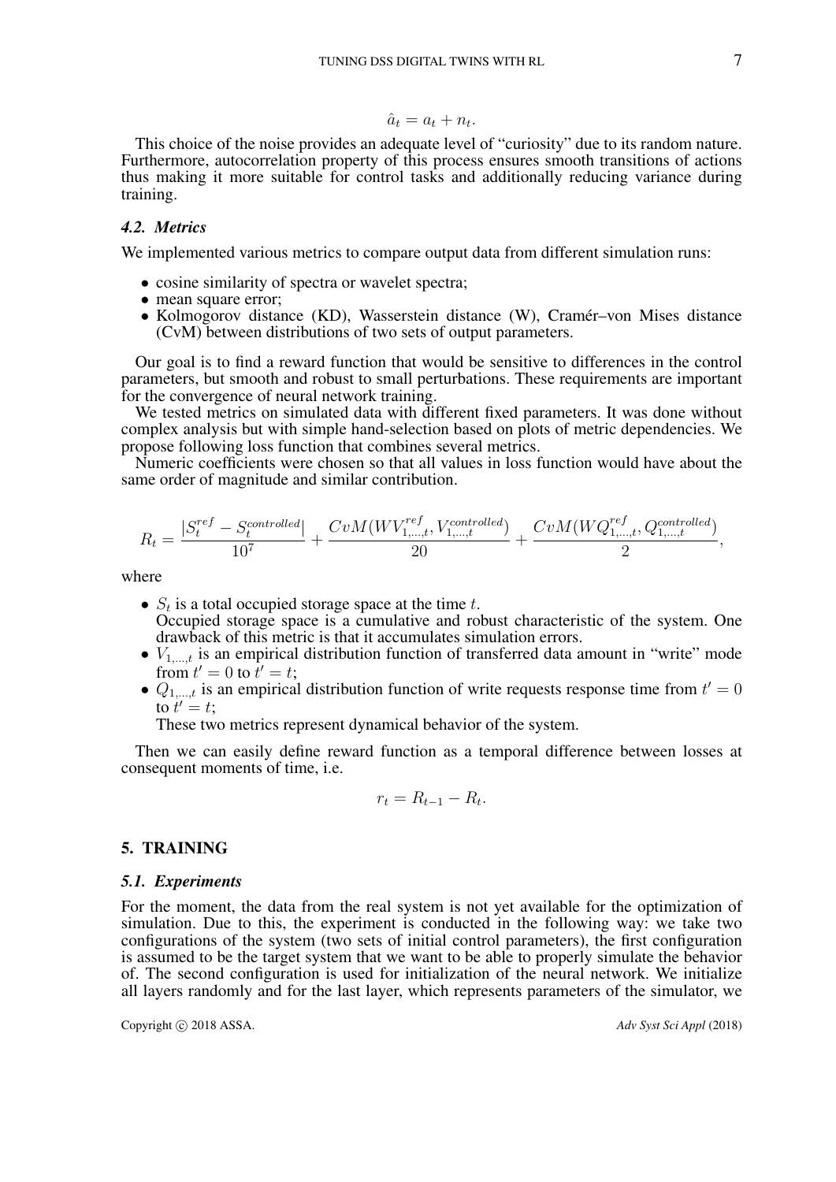$$\hat{a}_t = a_t + n_t.$$

This choice of the noise provides an adequate level of "curiosity" due to its random nature. Furthermore, autocorrelation property of this process ensures smooth transitions of actions thus making it more suitable for control tasks and additionally reducing variance during training.

### *4.2. Metrics*

We implemented various metrics to compare output data from different simulation runs:

- cosine similarity of spectra or wavelet spectra;
- mean square error;
- Kolmogorov distance (KD), Wasserstein distance (W), Cramér–von Mises distance (CvM) between distributions of two sets of output parameters.

Our goal is to find a reward function that would be sensitive to differences in the control parameters, but smooth and robust to small perturbations. These requirements are important for the convergence of neural network training.

We tested metrics on simulated data with different fixed parameters. It was done without complex analysis but with simple hand-selection based on plots of metric dependencies. We propose following loss function that combines several metrics.

Numeric coefficients were chosen so that all values in loss function would have about the same order of magnitude and similar contribution.

$$R_t = \frac{|S_t^{ref} - S_t^{controlled}|}{10^7} + \frac{CvM(WV_{1,\dots,t}^{ref}, V_{1,\dots,t}^{controlled})}{20} + \frac{CvM(WQ_{1,\dots,t}^{ref}, Q_{1,\dots,t}^{controlled})}{2},$$

where

- $S_t$ is a total occupied storage space at the time $t$.
  Occupied storage space is a cumulative and robust characteristic of the system. One drawback of this metric is that it accumulates simulation errors.
- $V_{1,\dots,t}$ is an empirical distribution function of transferred data amount in "write" mode from $t' = 0$ to $t' = t$;
- $Q_{1,\dots,t}$ is an empirical distribution function of write requests response time from $t' = 0$ to $t' = t$;
  These two metrics represent dynamical behavior of the system.

Then we can easily define reward function as a temporal difference between losses at consequent moments of time, i.e.

$$r_t = R_{t-1} - R_t.$$

## 5. TRAINING

### *5.1. Experiments*

For the moment, the data from the real system is not yet available for the optimization of simulation. Due to this, the experiment is conducted in the following way: we take two configurations of the system (two sets of initial control parameters), the first configuration is assumed to be the target system that we want to be able to properly simulate the behavior of. The second configuration is used for initialization of the neural network. We initialize all layers randomly and for the last layer, which represents parameters of the simulator, we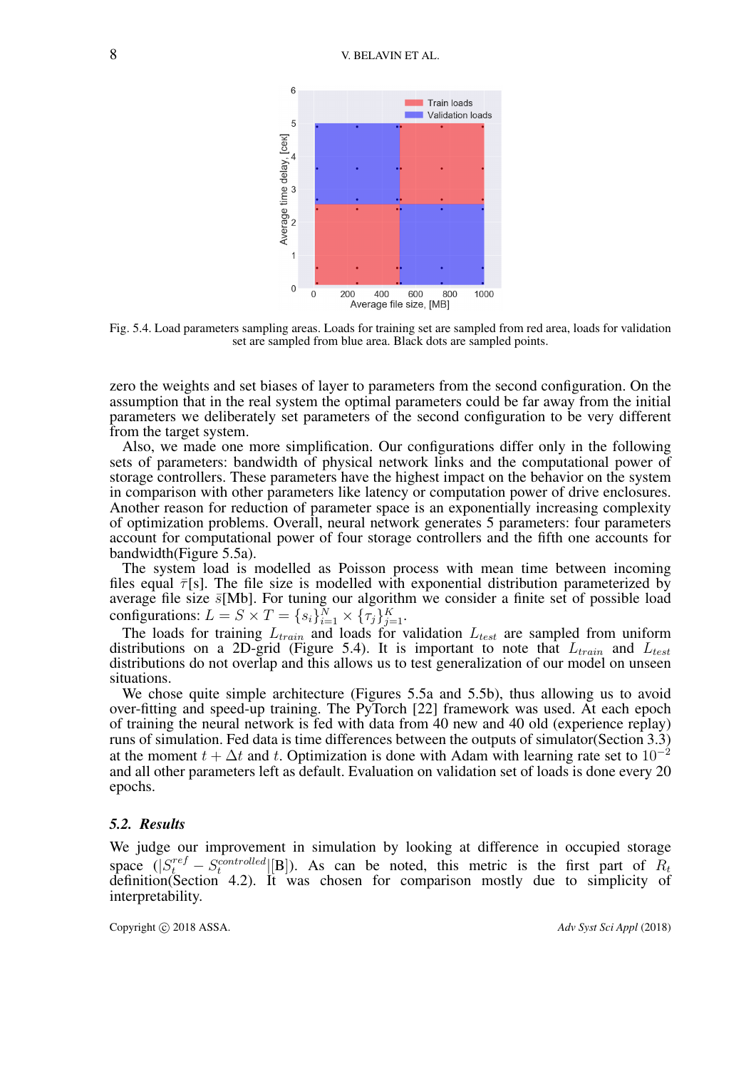Fig. 5.4. Load parameters sampling areas. Loads for training set are sampled from red area, loads for validation set are sampled from blue area. Black dots are sampled points.

zero the weights and set biases of layer to parameters from the second configuration. On the assumption that in the real system the optimal parameters could be far away from the initial parameters we deliberately set parameters of the second configuration to be very different from the target system.

Also, we made one more simplification. Our configurations differ only in the following sets of parameters: bandwidth of physical network links and the computational power of storage controllers. These parameters have the highest impact on the behavior on the system in comparison with other parameters like latency or computation power of drive enclosures. Another reason for reduction of parameter space is an exponentially increasing complexity of optimization problems. Overall, neural network generates 5 parameters: four parameters account for computational power of four storage controllers and the fifth one accounts for bandwidth(Figure 5.5a).

The system load is modelled as Poisson process with mean time between incoming files equal $\bar{\tau}$[s]. The file size is modelled with exponential distribution parameterized by average file size $\bar{s}$[Mb]. For tuning our algorithm we consider a finite set of possible load configurations: $L = S \times T = \{s_i\}_{i=1}^{N} \times \{\tau_j\}_{j=1}^{K}$.

The loads for training $L_{train}$ and loads for validation $L_{test}$ are sampled from uniform distributions on a 2D-grid (Figure 5.4). It is important to note that $L_{train}$ and $L_{test}$ distributions do not overlap and this allows us to test generalization of our model on unseen situations.

We chose quite simple architecture (Figures 5.5a and 5.5b), thus allowing us to avoid over-fitting and speed-up training. The PyTorch [22] framework was used. At each epoch of training the neural network is fed with data from 40 new and 40 old (experience replay) runs of simulation. Fed data is time differences between the outputs of simulator(Section 3.3) at the moment $t + \Delta t$ and $t$. Optimization is done with Adam with learning rate set to $10^{-2}$ and all other parameters left as default. Evaluation on validation set of loads is done every 20 epochs.

### 5.2. Results

We judge our improvement in simulation by looking at difference in occupied storage space ($|S_t^{ref} - S_t^{controlled}|$[B]). As can be noted, this metric is the first part of $R_t$ definition(Section 4.2). It was chosen for comparison mostly due to simplicity of interpretability.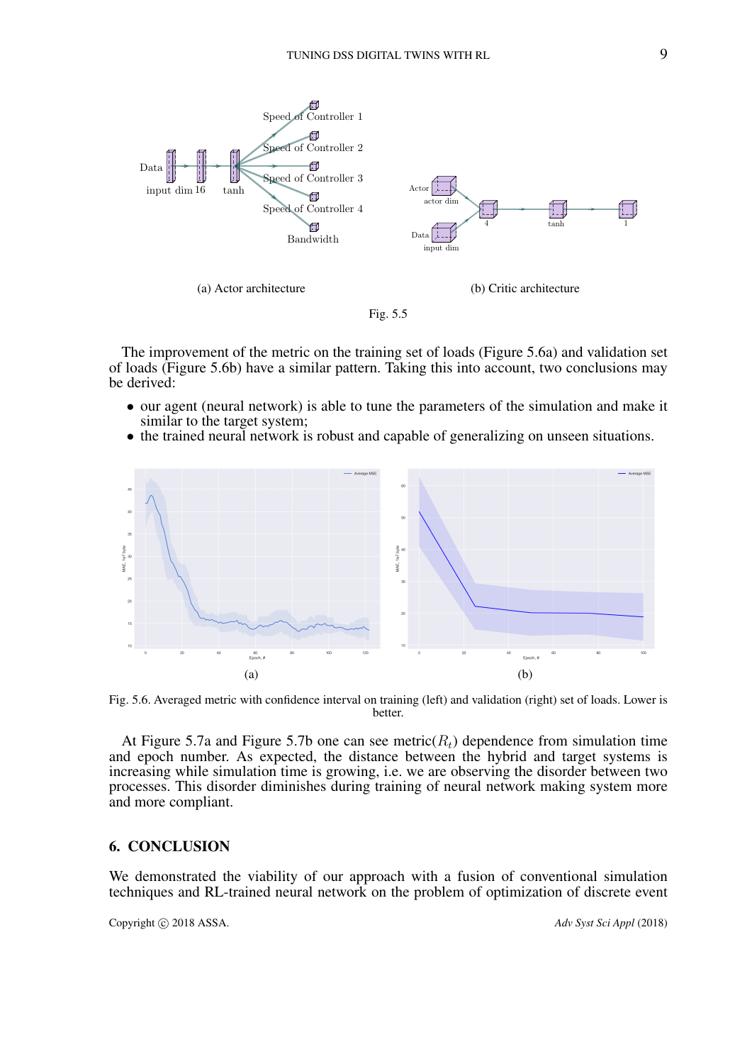(a) Actor architecture

(b) Critic architecture

Fig. 5.5

The improvement of the metric on the training set of loads (Figure 5.6a) and validation set of loads (Figure 5.6b) have a similar pattern. Taking this into account, two conclusions may be derived:

- our agent (neural network) is able to tune the parameters of the simulation and make it similar to the target system;
- the trained neural network is robust and capable of generalizing on unseen situations.

(a)

(b)

Fig. 5.6. Averaged metric with confidence interval on training (left) and validation (right) set of loads. Lower is better.

At Figure 5.7a and Figure 5.7b one can see metric($R_t$) dependence from simulation time and epoch number. As expected, the distance between the hybrid and target systems is increasing while simulation time is growing, i.e. we are observing the disorder between two processes. This disorder diminishes during training of neural network making system more and more compliant.

## 6. CONCLUSION

We demonstrated the viability of our approach with a fusion of conventional simulation techniques and RL-trained neural network on the problem of optimization of discrete event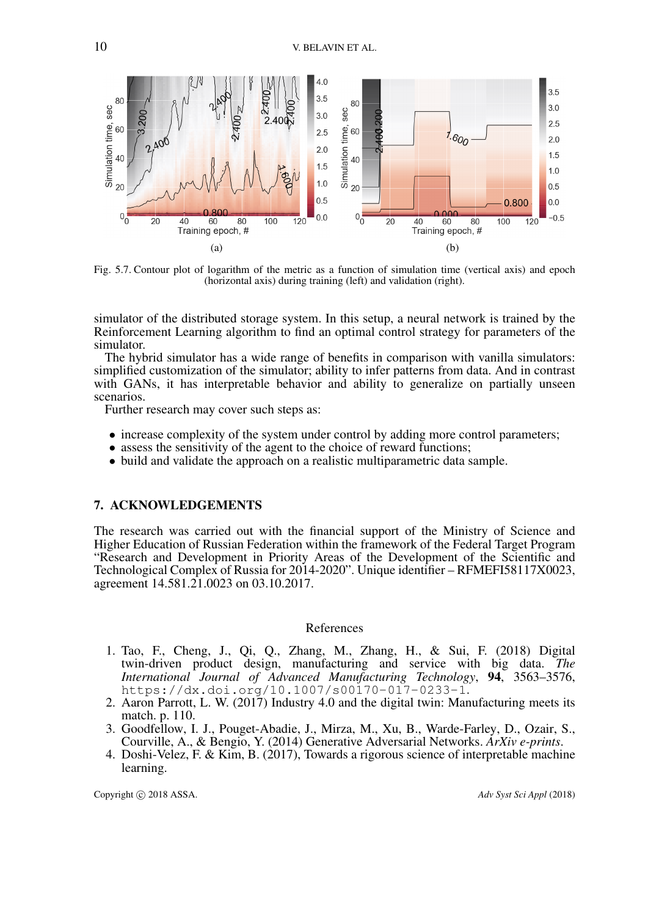Fig. 5.7. Contour plot of logarithm of the metric as a function of simulation time (vertical axis) and epoch (horizontal axis) during training (left) and validation (right).

simulator of the distributed storage system. In this setup, a neural network is trained by the Reinforcement Learning algorithm to find an optimal control strategy for parameters of the simulator.

The hybrid simulator has a wide range of benefits in comparison with vanilla simulators: simplified customization of the simulator; ability to infer patterns from data. And in contrast with GANs, it has interpretable behavior and ability to generalize on partially unseen scenarios.

Further research may cover such steps as:

- increase complexity of the system under control by adding more control parameters;
- assess the sensitivity of the agent to the choice of reward functions;
- build and validate the approach on a realistic multiparametric data sample.

## 7. ACKNOWLEDGEMENTS

The research was carried out with the financial support of the Ministry of Science and Higher Education of Russian Federation within the framework of the Federal Target Program "Research and Development in Priority Areas of the Development of the Scientific and Technological Complex of Russia for 2014-2020". Unique identifier – RFMEFI58117X0023, agreement 14.581.21.0023 on 03.10.2017.

## References

1. Tao, F., Cheng, J., Qi, Q., Zhang, M., Zhang, H., & Sui, F. (2018) Digital twin-driven product design, manufacturing and service with big data. *The International Journal of Advanced Manufacturing Technology*, **94**, 3563–3576, `https://dx.doi.org/10.1007/s00170-017-0233-1`.
2. Aaron Parrott, L. W. (2017) Industry 4.0 and the digital twin: Manufacturing meets its match. p. 110.
3. Goodfellow, I. J., Pouget-Abadie, J., Mirza, M., Xu, B., Warde-Farley, D., Ozair, S., Courville, A., & Bengio, Y. (2014) Generative Adversarial Networks. *ArXiv e-prints*.
4. Doshi-Velez, F. & Kim, B. (2017), Towards a rigorous science of interpretable machine learning.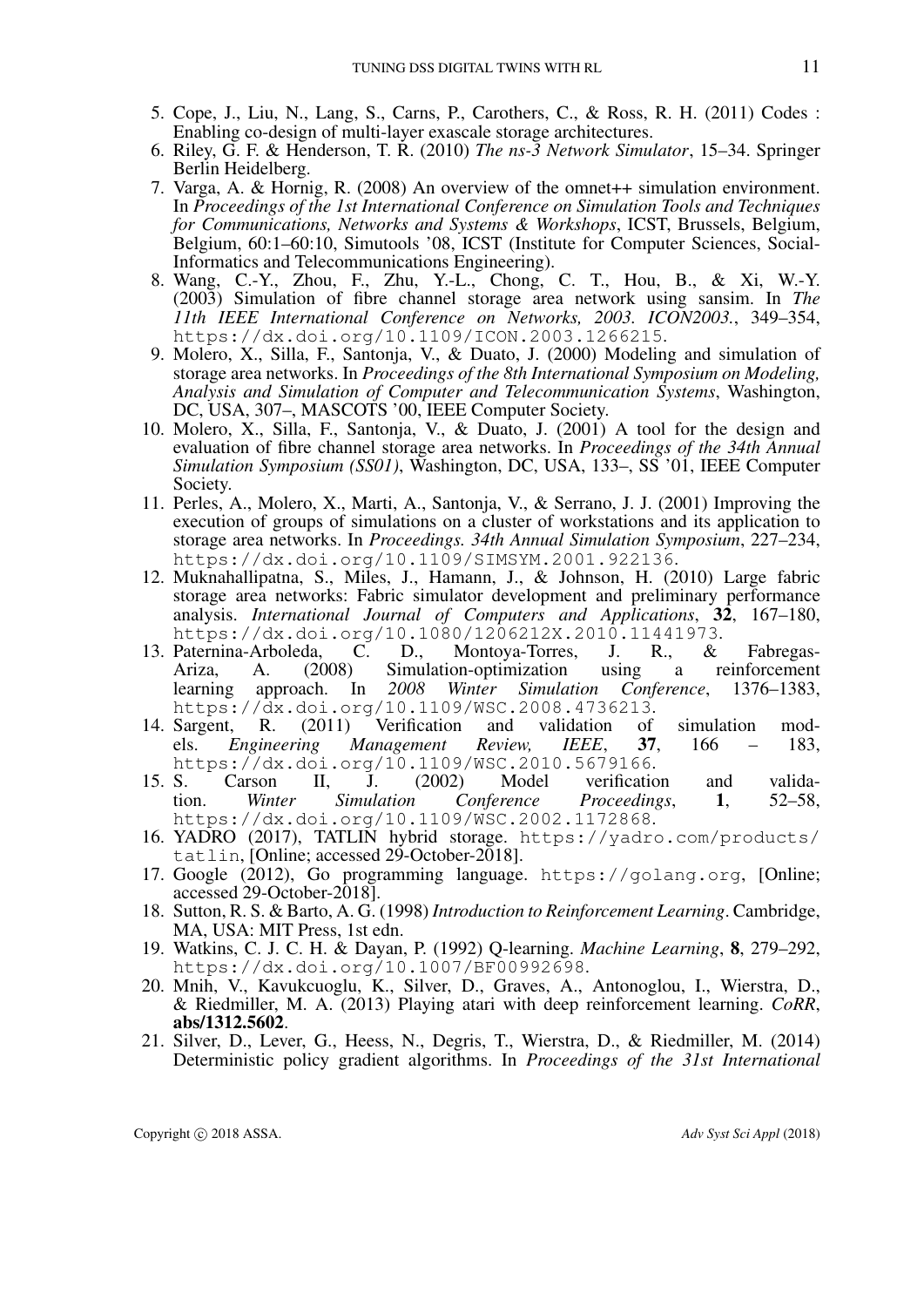5. Cope, J., Liu, N., Lang, S., Carns, P., Carothers, C., & Ross, R. H. (2011) Codes : Enabling co-design of multi-layer exascale storage architectures.
6. Riley, G. F. & Henderson, T. R. (2010) *The ns-3 Network Simulator*, 15–34. Springer Berlin Heidelberg.
7. Varga, A. & Hornig, R. (2008) An overview of the omnet++ simulation environment. In *Proceedings of the 1st International Conference on Simulation Tools and Techniques for Communications, Networks and Systems & Workshops*, ICST, Brussels, Belgium, Belgium, 60:1–60:10, Simutools '08, ICST (Institute for Computer Sciences, Social-Informatics and Telecommunications Engineering).
8. Wang, C.-Y., Zhou, F., Zhu, Y.-L., Chong, C. T., Hou, B., & Xi, W.-Y. (2003) Simulation of fibre channel storage area network using sansim. In *The 11th IEEE International Conference on Networks, 2003. ICON2003.*, 349–354, https://dx.doi.org/10.1109/ICON.2003.1266215.
9. Molero, X., Silla, F., Santonja, V., & Duato, J. (2000) Modeling and simulation of storage area networks. In *Proceedings of the 8th International Symposium on Modeling, Analysis and Simulation of Computer and Telecommunication Systems*, Washington, DC, USA, 307–, MASCOTS '00, IEEE Computer Society.
10. Molero, X., Silla, F., Santonja, V., & Duato, J. (2001) A tool for the design and evaluation of fibre channel storage area networks. In *Proceedings of the 34th Annual Simulation Symposium (SS01)*, Washington, DC, USA, 133–, SS '01, IEEE Computer Society.
11. Perles, A., Molero, X., Marti, A., Santonja, V., & Serrano, J. J. (2001) Improving the execution of groups of simulations on a cluster of workstations and its application to storage area networks. In *Proceedings. 34th Annual Simulation Symposium*, 227–234, https://dx.doi.org/10.1109/SIMSYM.2001.922136.
12. Muknahallipatna, S., Miles, J., Hamann, J., & Johnson, H. (2010) Large fabric storage area networks: Fabric simulator development and preliminary performance analysis. *International Journal of Computers and Applications*, **32**, 167–180, https://dx.doi.org/10.1080/1206212X.2010.11441973.
13. Paternina-Arboleda, C. D., Montoya-Torres, J. R., & Fabregas-Ariza, A. (2008) Simulation-optimization using a reinforcement learning approach. In *2008 Winter Simulation Conference*, 1376–1383, https://dx.doi.org/10.1109/WSC.2008.4736213.
14. Sargent, R. (2011) Verification and validation of simulation models. *Engineering Management Review, IEEE*, **37**, 166 – 183, https://dx.doi.org/10.1109/WSC.2010.5679166.
15. S. Carson II, J. (2002) Model verification and validation. *Winter Simulation Conference Proceedings*, **1**, 52–58, https://dx.doi.org/10.1109/WSC.2002.1172868.
16. YADRO (2017), TATLIN hybrid storage. https://yadro.com/products/tatlin, [Online; accessed 29-October-2018].
17. Google (2012), Go programming language. https://golang.org, [Online; accessed 29-October-2018].
18. Sutton, R. S. & Barto, A. G. (1998) *Introduction to Reinforcement Learning*. Cambridge, MA, USA: MIT Press, 1st edn.
19. Watkins, C. J. C. H. & Dayan, P. (1992) Q-learning. *Machine Learning*, **8**, 279–292, https://dx.doi.org/10.1007/BF00992698.
20. Mnih, V., Kavukcuoglu, K., Silver, D., Graves, A., Antonoglou, I., Wierstra, D., & Riedmiller, M. A. (2013) Playing atari with deep reinforcement learning. *CoRR*, **abs/1312.5602**.
21. Silver, D., Lever, G., Heess, N., Degris, T., Wierstra, D., & Riedmiller, M. (2014) Deterministic policy gradient algorithms. In *Proceedings of the 31st International*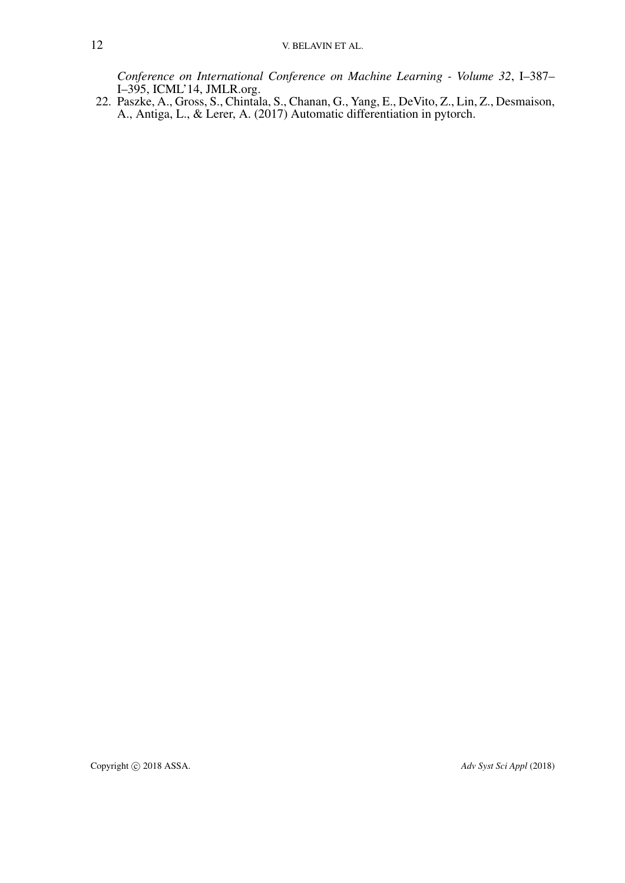*Conference on International Conference on Machine Learning - Volume 32*, I–387–I–395, ICML'14, JMLR.org.

22. Paszke, A., Gross, S., Chintala, S., Chanan, G., Yang, E., DeVito, Z., Lin, Z., Desmaison, A., Antiga, L., & Lerer, A. (2017) Automatic differentiation in pytorch.